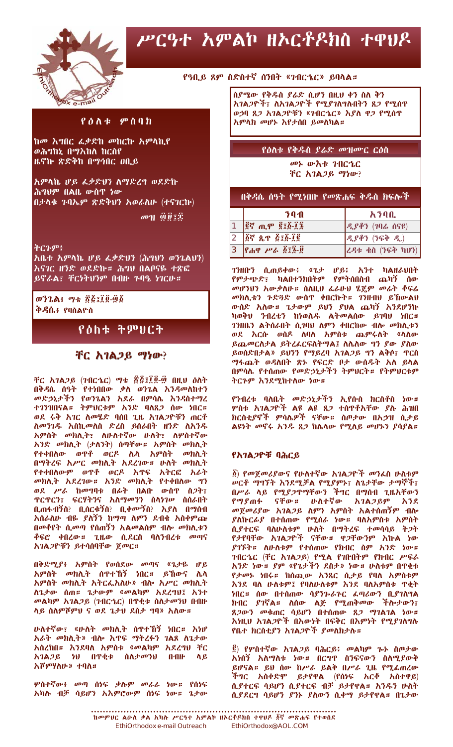# ሥርዓተ አምልኮ ዘኦርቶዶክስ ተዋህዶ

የዓቢይ ጾም ስድስተኛ ሰንበት «ገብርኄር» ይባላል።

ስያሜው የቅዱስ ያሬድ ሲሆን በዚህ ቀን ስለ ቅን አገልጋዮች፣ ለአገልጋዮች የሚያገለግሉበትን ጸጋ የሚሰጥ ወኃባ ጸጋ አገልጋዮቹን «ገብርኄር» እያለ ዋጋ የሚሰጥ አምላክ መሆኑ እየታሰበ ይመሰካል።

## የዕለቱ ምስባክ

ከመ እግበር ፈቃድከ መከርኩ አምላኪየ
ወሕግከኒ በማእከለ ከርስየ
ዜኖኩ ጽድቅከ በማኅበር ዐቢይ

አምላኬ ሆይ ፈቃድህን ለማድረግ ወደድኩ
ሕግህም በልቤ ውስጥ ነው
በታላቁ ጉባኤም ጽድቅህን አወራለሁ (ተናገርኩ)

መዝ ፴፱፥፰

ትርጉም፣
አቤቱ አምላኬ ሆይ ፈቃድህን (ሕግህን ወንጌልህን) እናገር ዘንድ ወደድኩ። ሕግህ በልቦናዬ ተጽፎ ይኖራል፣ ቸርነትህንም በብዙ ጉባዔ ነገርሁ።

**ወንጌል፣** ማቴ ፳፭፥፲፬-፴፩
**ቅዳሴ፣** የባስልዮስ

## የዕለቱ ቅዱስ ያሬድ መዝሙር ርዕስ

መኑ ውእቱ ገብርኄር
ቸር አገልጋይ ማነው?

## በቅዳሴ ሰዓት የሚነበቡ የመጽሐፍ ቅዱስ ክፍሎች

| | ንባብ | አንባቢ |
|---|---|---|
| 1 | ፪ኛ ጢሞ ፪፥፩-፲፮ | ዲያቆን (ገባሬ ሰናዩ) |
| 2 | ፩ኛ ጴጥ ፭፥፩-፲፪ | ዲያቆን (ንፍቅ ዲ.) |
| 3 | የሐዋ ሥራ ፩፥፮-፱ | ረዳት ቄስ (ንፍቅ ካህን) |

## የዕለቱ ትምህርት

### ቸር አገልጋይ ማነው?

ቸር አገልጋይ (ገብርኄር) ማቴ ፳፭፥፲፬-፴ በዚህ ዕለት በቅዳሴ ሰዓት የተነበበው ቃለ ወንጌል እንዳመለከተን መድኃኒታችን የወንጌልን አደራ በምሳሌ አንዳስተማረ ተገንዘበናል። ትምህርቱም አንድ ባለጸጋ ሰው ነበር። ወደ ሩቅ አገር ለመሄድ ባሰበ ጊዜ አገልጋዮቹን ጠርቶ ለመንገዱ እስኪመለስ ድረስ ይሰራበት ዘንድ ለአንዱ አምስት መክሊት፣ ለሁለተኛው ሁለት፣ ለሦስተኛው አንድ መክሊት (ታለንት) ሰጣቸው። አምስት መክሊት የተቀበለው ወጥቶ ወርዶ ሌላ አምስት መክሊት በማትረፍ አሥር መክሊት አደረገው። ሁለት መክሊት የተቀበለውም ወጥቶ ወርዶ እጥፍ አትርፎ አራት መክሊት አደረገው። አንድ መክሊት የተቀበለው ግን ወደ ሥራ ከመግባቱ በፊት በልቡ ውስጥ ስጋት፣ ጥርጥርን፣ ፍርሃትንና አለማመንን ስለነገሠ ስሰራበት ቢጠፋብኝስ? ቢሰርቁኝስ? ቢቀሙኝስ? እያለ በማሰብ አስራሱ ብዬ ያለኝን ከማጣ ለምን ደብቄ አስቀምጬ በመቆየት ሲመጣ የሰጠኝን አልመልስም ብሎ መክሊቱን ቆፍሮ ቀበረው። ጊዜው ሲደርስ ባለንብረቱ መጣና አገልጋዮቹን ይተሳሰባቸው ጀመር።

በቅድሚያ፣ አምስት የወሰደው መጣና «ጌታዬ ሆይ አምስት መክሊት ሰጥተኸኝ ነበር። ይኸውና ሌላ አምስት መክሊት አትርፌአለሁ» ብሎ አሥር መክሊት ለጌታው ሰጠ። ጌታውም «መልካም አደረግህ፤ አንተ መልካም አገልጋይ (ገብርኄር) በጥቂቱ ስለታመንህ በብዙ ላይ ስለምሾምህ ና ወደ ጌታህ ደስታ ግባ» አለው።

ሁለተኛው፣ «ሁለት መክሊት ሰጥተኸኝ ነበር። እነሆ አራት መክሊት» ብሎ እጥፍ ማትረፉን ገልጾ ለጌታው አስረከበ። እንደባለ አምስቱ «መልካም አደረግህ ቸር አገልጋይ ነህ በጥቂቱ ስለታመንህ በብዙ ላይ እሾምሃለሁ» ተባለ።

ሦስተኛው፣ መጣ ሰነፍ ቃሉም መራራ ነው። የሰነፍ አካሉ ብቻ ሳይሆን አእምሮውም ሰነፍ ነው። ጌታው ገንዘቡን ሲጠይቀው፣ «ጌታ ሆይ፣ አንተ ካልዘራህበት የምታጭድ፣ ካልበተንክበትም የምትሰበስብ ጨካኝ ሰው መሆንህን አውቃለሁ። ስለዚህ ፈራሁህ ሄጄም መሬት ቆፍሬ መክሊቴን ጉድጓድ ውስጥ ቀበርኩት። ገንዘብህ ይኸውልህ ውሰድ አለው። ጌታውም ይህን ያህል ጨካኝ እንደሆንኩ ካወቅህ ንብረቴን ከነወለዱ ልትመልሰው ይገባህ ነበር። ገንዘቤን ልትሰራበት ሲገባህ ለምን ቀበርከው ብሎ መክሊቱን ወደ እርሱ ወስዶ ለባለ አምስቱ ጨምሩለት «ላለው ይጨመርለታል ይትረፈረፍለትማል፤ ለሌለው ግን ያው ያለው ይወሰድበታል» ይህንን የማይረባ አገልጋይ ግን ልቅሶ፣ ጥርስ ማፋጨት ወዳለበት ጽኑ የፍርድ ቦታ ውሰዱት አለ ይላል በምሳሌ የተሰጠው የመድኃኒታችን ትምህርት። የትምህርቱም ትርጉም እንደሚከተለው ነው።

የንብረቱ ባለቤት መድኃኒታችን ኢየሱስ ክርስቶስ ነው። ሦስቱ አገልጋዮች ልዩ ልዩ ጸጋ ተሰጥቶአቸው ያሉ ሕዝበ ክርስቲያኖች ምሳሌዎች ናቸው። ስጦታው በአኃዝ ሲታይ ልዩነት መኖሩ አንዱ ጸጋ ከሌላው የሚለይ መሆኑን ያሳያል።

### የአገልጋዮቹ ባሕርይ

፩) የመጀመሪያውና የሁለተኛው አገልጋዮች መንፈስ ሁለቱም ሠርቶ ማግኘት እንደሚቻል የሚያምኑ፣ ለጌታቸው ታማኞች፣ በሥራ ላይ የሚያጋጥማቸውን ችግር በማሰብ ጊዜአቸውን የማያጠፉ ናቸው። ሁለተኛው አገልጋይም እንደ መጀመሪያው አገልጋይ ለምን አምስት አልተሰጠኝም ብሎ ያልከረፉያ በተሰጠው የሚሰራ ነው። ባለአምስቱ አምስት ሲያተርፍ ባለሁለቱም ሁለት በማትረፍ ተመሳሳይ ትጋት የታየባቸው አገልጋዮች ናቸው። ዋጋቸውንም እኩል ነው ያገኙት። ለሁለቱም የተሰጠው የክብር ስም አንድ ነው። ገብርኄር (ቸር አገልጋይ) የሚል የገቡበትም የክብር ሥፍራ አንድ ነው። ያም «የጌታችን ደስታ» ነው። ሁለቱም በጥቂቱ የታመኑ ነበሩ። ከሰጪው አንጻር ሲታይ የባለ አምስቱም እንደ ባለ ሁለቱም፤ የባለሁለቱም እንደ ባለአምስቱ ጥቂት ነበር። ሰው በተሰጠው ሳይንጎራጎር ፈጣሪውን ቢያገለግል ክብር ያገኛል። ለሰው ልጅ የሚጠቅመው ችሎታውን፣ ጸጋውን መቁጠር ሳይሆን በተሰጠው ጸጋ ማገልገል ነው። እነዚህ አገልጋዮች በእውነት በፍቅር በእምነት የሚያገለግሉ የቤተ ክርስቲያን አገልጋዮች ያመለክታሉ።

፪) የሦስተኛው አገልጋይ ባሕርይ፣ መልካም ጉኑ ስጦታው እንሳሳና አለማጣቱ ነው። በርግጥ ለንፍናውን ስለሚያውቅ ይሆናል። ይህ ሰው ከሥራ ይልቅ በሥራ ጊዜ የሚፈጠረው ችግር አስቀድሞ ይታየዋል (የሰነፍ አርቆ አስተዋይ) ሲያተርፍ ሳይሆን ሲያተርፍ ብቻ ይታየዋል። አንዱን ሁለት ሲያደርግ ሳይሆን ያንኑ ያለውን ሲቀማ ይታየዋል። በጌታው

ከመምህር ልዑለ ቃል አካሉ ሥርዓተ አምልኮ ዘኦርቶዶክስ ተዋህዶ ፩ኛ መጽሐፍ የተወሰደ
EthiOrthodox e-mail Outreach EthiOrthodox@AOL.COM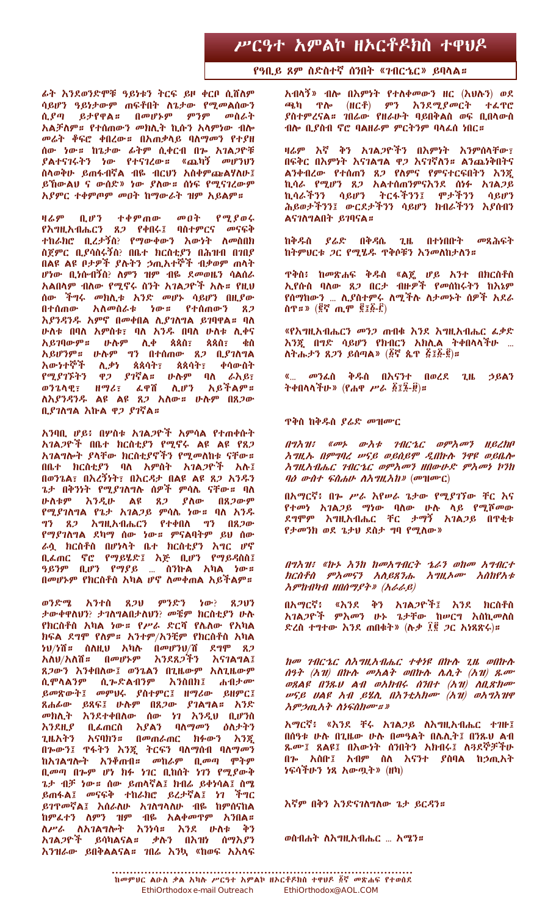# ሥርዓተ አምልኮ ዘኦርቶዶክስ ተዋህዶ

## የዓቢይ ጾም ስድስተኛ ሰንበት «ገብርኄር» ይባላል።

ፊት እንደወንድሞቹ ዓይኑን ትርፍ ይዞ ቀርቦ ሲሸልም ሳይሆን ዓይኑታውም ጠፍቶበት ለጌታው የሚመልሰውን ሲያጣ ይታየዋል። በመሆኑም ምንም መስራት አልቻለም። የተሰጠውን መክሊት ኪሱን አላምነው ብሎ መሬት ቆፍሮ ቀበረው። በአጠቃላይ በአግማመን የተያዘ ሰው ነው። ከጌታው ፊትም ሲቀርብ በኍ አገልጋዮቹ ያልተናገሩትን ነው የተናገረው። «ጨካኝ መሆንህን ስለወቅሁ ይጠፋብኛል ብዬ ብርህን አስቀምጬልሃለው፤ ይኸውልህ ና ውሰድ» ነው ያለው። ሰነፍ የሚናገረውም አያምር ተቀምጦም መዐት ከማውራት ዝም አይልም።

ዛሬም ቢሆን ተቀምጠው መዐት የሚያወሩ የእግዚአብሔርን ጸጋ የቀበሩ፤ ባዕተምርና መናፍቅ ተበራክሮ ቢፈታኝስ? የማውቀውን እውነት ለመስበክ ስጀምር ቢያሳስሩኝስ? በቤተ ክርስቲያን በሕዝብ በገበያ በልዩ ልዩ ቦታዎች ያሉትን ኃጢአተኞች ብቃወም ጠላት ሆነው ቢነሱብኝስ? ለምን ዝም ብዬ ደመወዜን ሳልሰራ አልበላም ብለው የሚኖሩ ስንት አገልጋዮች አሉ። የዚህ ሰው ችግሩ መክሊቱ አንድ መሆኑ ሳይሆን በዚያው በተሰጠው አለመስራቱ ነው። የተሰጠውን ጸጋ እያንዳንዱ አምኖ በመቀበል ሊያገለግል ይገባዋል። ባለ ሁለቱ ባለ አምስቱ፤ ባለ አንዱ በባለ ሁለቱ ሊቀና አይገባውም። ሁሉም ሊቀ ጳጳስ፤ ጳጳስ፤ ቄስ አይሆንም። ሁሉም ግን በተሰጠው ጸጋ ቢያገለግል እውነተኞች ሊቃነ ጳጳሳት፤ ጳጳሳት፤ ቀሳውስት የሚያገኙትን ዋጋ ያገኛል። ሁሉም ባለ ራእይ፤ ወንጌላዊ፤ ዘማሪ፤ ፈዋሽ ሊሆን አይችልም። ለእያንዳንዱ ልዩ ልዩ ጸጋ አለው። ሁሉም በጸጋው ቢያገለግል እኩል ዋጋ ያገኛል።

እንባቢ ሆይ፤ በሦስቱ አገልጋዮች አምሳል የተጠቀሱት አገልጋዮች በቤተ ክርስቲያን የሚኖሩ ልዩ ልዩ የጸጋ አገልግሎት ያላቸው ክርስቲያኖችን የሚመለከቱ ናቸው። በቤተ ክርስቲያን ባለ አምስት አገልጋዮች አሉ፤ በወንጌል፤ በእረኝነት፣ በእርዳታ በልዩ ልዩ ጸጋ አንዱን ጌታ በቅንነት የሚያገለግሉ ሰዎች ምሳሌ ናቸው። ባለ ሁለቱም እንዲሁ ልዩ ጸጋ ያለው በጸጋውም የሚያገለግል የጌታ አገልጋይ ምሳሌ ነው። ባለ አንዱ ግን ጸጋ እግዚአብሔርን የተቀበለ ግን በጸጋው የማያገለግል ደካማ ሰው ነው። ምናልባትም ይህ ሰው ራሷ ክርስቶስ በሆነላት ቤተ ክርስቲያን እግር ሆኖ ቢፈጠር ኖሮ የማይሄድ፤ እጅ ቢሆን የማይዳስስ፤ ዓይንም ቢሆን የማያይ ... ስንኩል አካል ነው። በመሆኑም የክርስቶስ አካል ሆኖ ለመቀጠል አይችልም።

ወንድሜ አንተስ ጸጋህ ምንድን ነው? ጸጋህን ታውቀዋለህ? ታገለግልበታለህን? መቼም ክርስቲያን ሁሉ የክርስቶስ አካል ነው። የሥራ ድርሻ የሌለው የአካል ክፍል ደግሞ የለም። አንተም/አንቺም የክርስቶስ አካል ነህ/ነሽ። ስለዚህ አካሉ በመሆንህ/ሽ ደግሞ ጸጋ አለህ/አለሽ። በመሆኑም እንደጸጋችን እናገለግል፤ ጸጋውን እንቀበለው፤ ወንጌልን በጊዜውም አለጊዜውም ሲሞላልንም ሲጐድልብንም እንስበክ፤ ሐብታሙ ይመጽውት፤ መምህሩ ያስተምር፤ ዘማሪው ይዘምር፤ ጸሐፊው ይጻፍ፤ ሁሉም በጸጋው ያገልግል። አንድ መክሊት እንደተቀበለው ሰው ነገ እንዲህ ቢሆንስ እንደዚያ ቢፈጠርስ እያልን ባለማመን ዕለታትን ጊዜአትን እናባክን፤ በመጠራጠር ክፉውን እንጂ በጐውን፤ ጥፋትን እንጂ ትርፍን ባለማሰብ ባለማመን ከአገልግሎት አንቆጠብ። መከራም ቢመጣ ሞትም ቢመጣ በኍም ሆነ ክፉ ነገር ቢከሰት ነገን የሚያውቅ ጌታ ብቻ ነው። ሰው ይጠላኛል፤ ክብሬ ይቀነሳል፤ ስሜ ይጠፋል፤ መናፍቅ ተከራክሮ ይረታኛል፤ ነገ ችግር ይገጥመኛል፤ እሰራለሁ አገለግላለሁ ብዬ ከምሰናከል ከምፈተን ለምን ዝም ብዬ አልቀመጥም አንበል። ለሥራ ለአገልግሎት እንንሳ። እንደ ሁለቱ ቅን አገልጋዮች ይሳካልናል። ታሪክ በእዝነ ሰማእያን እንገዛው ይበቅልልናል። ገበሬ እንኳ «ከወፍ አእላፍ አብላኝ» ብሎ በእምነት የተለቀመውን ዘር (እህሉን) ወደ ጫካ ጥሎ (ዘርቶ) ምን እንደሚያመርት ተፈጥሮ ያስተምረናል። ገበሬው የዘራሁት ባይበቅልስ ወፍ ቢበላውስ ብሎ ቢያስብ ኖሮ ባልዘራም ምርትንም ባላፈሰ ነበር።

ዛሬም እኛ ቅን አገልጋዮችን በእምነት እንምሰላቸው፤ በፍቅር በእምነት እናገልግል ዋጋ እናገኛለን። ልንጨነቅበትና ልንቀብረው የተሰጠን ጸጋ የለምና የምናተርፍበትን እንጂ ኪሳራ የሚሆን ጸጋ አልተሰጠንምናእንደ ሰነፉ አገልጋይ ኪሳራችንን ሳይሆን ትርፋችንን፤ ሞታችንን ሳይሆን ሕይወታችንን፤ ውርደታችንን ሳይሆን ክብራችንን እያሰብን ልናገለግልበት ይገባናል።

ከቅዱስ ያሬድ በቅዳሴ ጊዜ በተነበቡት መጻሕፍት ከትምህርቱ ጋር የሚሄዱ ጥቅሶቹን እንመለከታለን።

ጥቅስ፤ ከመጽሐፍ ቅዱስ «ልጄ ሆይ አንተ በክርስቶስ ኢየሱስ ባለው ጸጋ በርታ ብዙዎች የመሰከሩትን ከእኔም የሰማኸውን ... ሊያስተምሩ ለሚችሉ ለታመኑት ሰዎች አደራ ስጥ።» (፪ኛ ጢሞ ፪፤፩-፫)

«የእግዚአብሔርን መንጋ ጠብቁ እንደ እግዚአብሔር ፈቃድ እንጂ በግድ ሳይሆን የክብርን አክሊል ትቀበላላችሁ ... ለትሑታን ጸጋን ይሰጣል» (፩ኛ ጴጥ ፭፤፩-፬)።

«... መንፈስ ቅዱስ በእናንተ በወረደ ጊዜ ኃይልን ትቀበላላችሁ» (የሐዋ ሥራ ፩፤፮-፱)።

### ጥቅስ ከቅዱስ ያሬድ መዝሙር

*በግእዝ፤ «መኑ ውእቱ ገብርኄር ወምእመን ዘይረክቦ እግዚኡ በምግባሩ ሠናይ ወይበይዎ ዲበኵሉ ንዋዩ ወይቤሎ እግዚአብሔር ገብርኄር ወምእመን ዘበውሁድ ምእመነ ኮንከ ባዕ ውስተ ፍስሐሁ ለእግዚእከ»* (መዝሙር)

በአማርኛ፤ በጐ ሥራ እየሠራ ጌታው የሚያገኘው ቸር እና የተመነ አገልጋይ ማነው ባለው ሁሉ ላይ የሚሾመው ደግሞም እግዚአብሔር ቸር ታማኝ አገልጋይ በጥቂቱ የታመንክ ወደ ጌታህ ደስታ ግባ የሚለው»

*በግእዝ፤ «ኩኑ እንከ ከመ አግብርተ ኄራን ወከመ አግብርተ ክርስቶስ ምእመናን አለጸንሑ እግዚኦሙ እስከየአቱ እምከብከብ ዘበሰማያት» (አራራይ)*

በአማርኛ፤ «እንደ ቅን አገልጋዮች፤ እንደ ክርስቶስ አገልጋዮች ምእመን ሁኑ ጌታቸው ከሠርግ እስኪመለስ ድረስ ተግተው እንደ ጠበቁት» (ሉቃ ፲፪ ጋር አነጻጽሩ)።

*ከመ ገብርኄር ለእግዚአብሔር ተቀንዩ በኵሉ ጊዜ ወበኵሉ ሰዓት (አዝ) በኵሉ መአልት ወበኵሉ ሌሊት (አዝ) ጹሙ ወጸልዩ በንጹሕ ልብ ወአክብሩ ሰንበተ (አዝ) ለቢጽክሙ ሠናየ ሀልዩ አብ ይሄሊ በእንቲአክሙ (አዝ) ወእግዚዝዋ እምኃጢአት ለነፍስክሙ።»*

አማርኛ፤ «እንደ ቸሩ አገልጋይ ለእግዚአብሔር ተገዙ፤ በሰዓት ሁሉ በጊዜው ሁሉ በመዓልት በሌሊት፤ በንጹሕ ልብ ጹሙ፤ ጸልዩ፤ በእውነት ሰንበትን አክብሩ፤ ለጓደኞቻችሁ በጐ አስቡ፤ አብም ስለ እናንተ ያስባል ከኃጢአት ነፍሳችሁን ነጻ አውጧት» (ዘካ)

እኛም በቅን እንድናገለግለው ጌታ ይርዳን።

ወስብሐት ለእግዚአብሔር ... አሜን።

ከመምህር ልዑለ ቃል አካሉ ሥርዓተ አምልኮ ዘኦርቶዶክስ ተዋህዶ ፩ኛ መጽሐፍ የተወሰደ
EthiOrthodox e-mail Outreach EthiOrthodox@AOL.COM